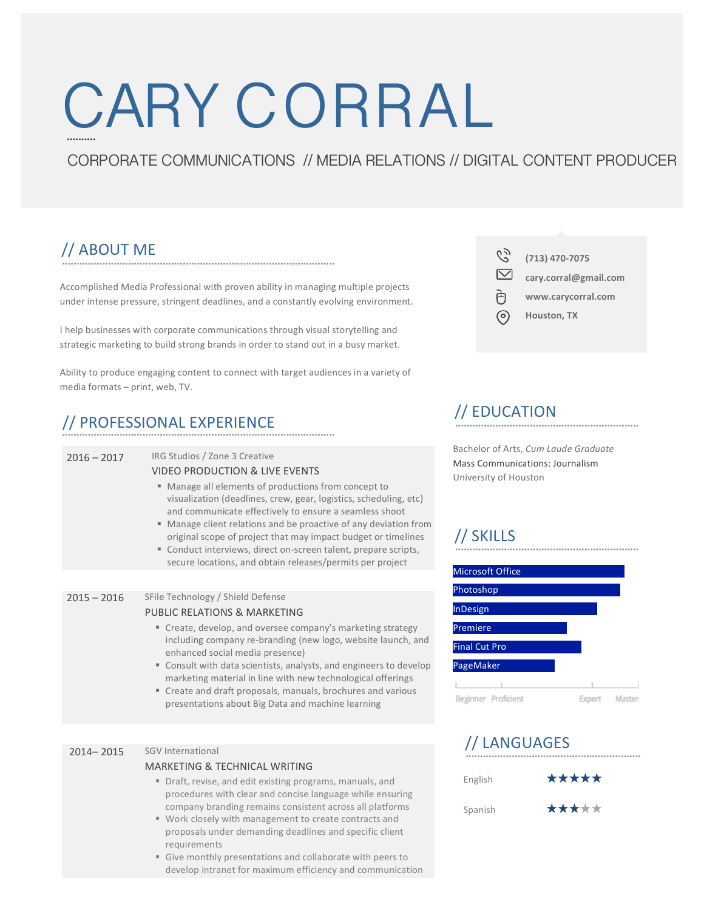# CARY CORRAL

CORPORATE COMMUNICATIONS // MEDIA RELATIONS // DIGITAL CONTENT PRODUCER

(713) 470-7075
cary.corral@gmail.com
www.carycorral.com
Houston, TX

## // ABOUT ME

Accomplished Media Professional with proven ability in managing multiple projects under intense pressure, stringent deadlines, and a constantly evolving environment.

I help businesses with corporate communications through visual storytelling and strategic marketing to build strong brands in order to stand out in a busy market.

Ability to produce engaging content to connect with target audiences in a variety of media formats – print, web, TV.

## // PROFESSIONAL EXPERIENCE

**2016 – 2017**
IRG Studios / Zone 3 Creative
VIDEO PRODUCTION & LIVE EVENTS

- Manage all elements of productions from concept to visualization (deadlines, crew, gear, logistics, scheduling, etc) and communicate effectively to ensure a seamless shoot
- Manage client relations and be proactive of any deviation from original scope of project that may impact budget or timelines
- Conduct interviews, direct on-screen talent, prepare scripts, secure locations, and obtain releases/permits per project

**2015 – 2016**
SFile Technology / Shield Defense
PUBLIC RELATIONS & MARKETING

- Create, develop, and oversee company's marketing strategy including company re-branding (new logo, website launch, and enhanced social media presence)
- Consult with data scientists, analysts, and engineers to develop marketing material in line with new technological offerings
- Create and draft proposals, manuals, brochures and various presentations about Big Data and machine learning

**2014– 2015**
SGV International
MARKETING & TECHNICAL WRITING

- Draft, revise, and edit existing programs, manuals, and procedures with clear and concise language while ensuring company branding remains consistent across all platforms
- Work closely with management to create contracts and proposals under demanding deadlines and specific client requirements
- Give monthly presentations and collaborate with peers to develop intranet for maximum efficiency and communication

## // EDUCATION

Bachelor of Arts, *Cum Laude Graduate*
Mass Communications: Journalism
University of Houston

## // SKILLS

- Microsoft Office
- Photoshop
- InDesign
- Premiere
- Final Cut Pro
- PageMaker

Beginner · Proficient · Expert · Master

## // LANGUAGES

| Language | Level |
|---|---|
| English | ★★★★★ |
| Spanish | ★★★☆☆ |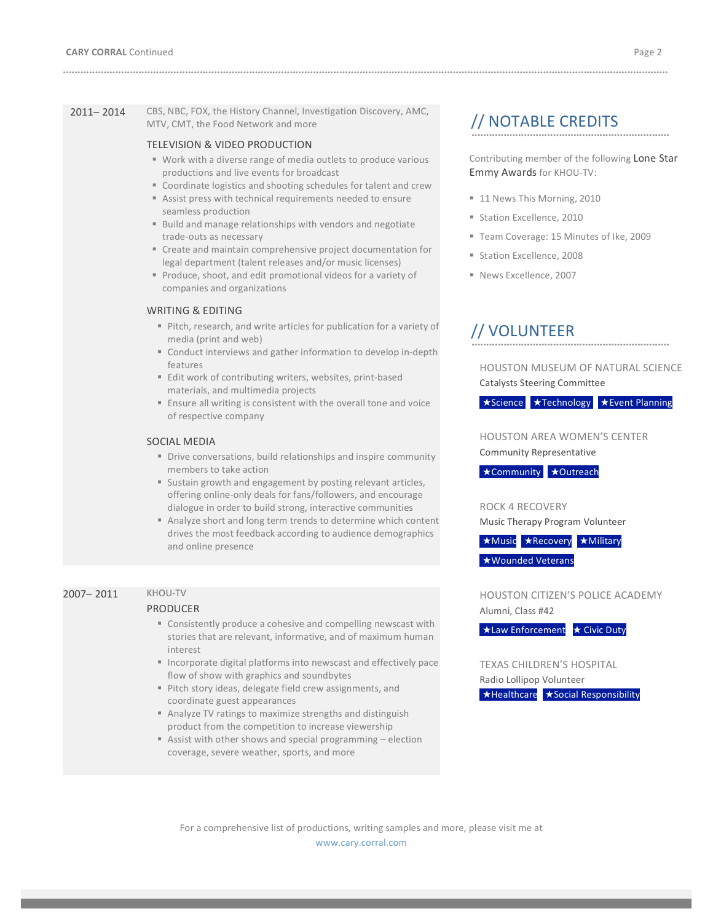2011– 2014

CBS, NBC, FOX, the History Channel, Investigation Discovery, AMC, MTV, CMT, the Food Network and more

### TELEVISION & VIDEO PRODUCTION

- Work with a diverse range of media outlets to produce various productions and live events for broadcast
- Coordinate logistics and shooting schedules for talent and crew
- Assist press with technical requirements needed to ensure seamless production
- Build and manage relationships with vendors and negotiate trade-outs as necessary
- Create and maintain comprehensive project documentation for legal department (talent releases and/or music licenses)
- Produce, shoot, and edit promotional videos for a variety of companies and organizations

### WRITING & EDITING

- Pitch, research, and write articles for publication for a variety of media (print and web)
- Conduct interviews and gather information to develop in-depth features
- Edit work of contributing writers, websites, print-based materials, and multimedia projects
- Ensure all writing is consistent with the overall tone and voice of respective company

### SOCIAL MEDIA

- Drive conversations, build relationships and inspire community members to take action
- Sustain growth and engagement by posting relevant articles, offering online-only deals for fans/followers, and encourage dialogue in order to build strong, interactive communities
- Analyze short and long term trends to determine which content drives the most feedback according to audience demographics and online presence

2007– 2011

KHOU-TV

### PRODUCER

- Consistently produce a cohesive and compelling newscast with stories that are relevant, informative, and of maximum human interest
- Incorporate digital platforms into newscast and effectively pace flow of show with graphics and soundbytes
- Pitch story ideas, delegate field crew assignments, and coordinate guest appearances
- Analyze TV ratings to maximize strengths and distinguish product from the competition to increase viewership
- Assist with other shows and special programming – election coverage, severe weather, sports, and more

## // NOTABLE CREDITS

Contributing member of the following Lone Star Emmy Awards for KHOU-TV:

- 11 News This Morning, 2010
- Station Excellence, 2010
- Team Coverage: 15 Minutes of Ike, 2009
- Station Excellence, 2008
- News Excellence, 2007

## // VOLUNTEER

HOUSTON MUSEUM OF NATURAL SCIENCE
Catalysts Steering Committee
★Science ★Technology ★Event Planning

HOUSTON AREA WOMEN'S CENTER
Community Representative
★Community ★Outreach

ROCK 4 RECOVERY
Music Therapy Program Volunteer
★Music ★Recovery ★Military ★Wounded Veterans

HOUSTON CITIZEN'S POLICE ACADEMY
Alumni, Class #42
★Law Enforcement ★ Civic Duty

TEXAS CHILDREN'S HOSPITAL
Radio Lollipop Volunteer
★Healthcare ★Social Responsibility

For a comprehensive list of productions, writing samples and more, please visit me at www.cary.corral.com